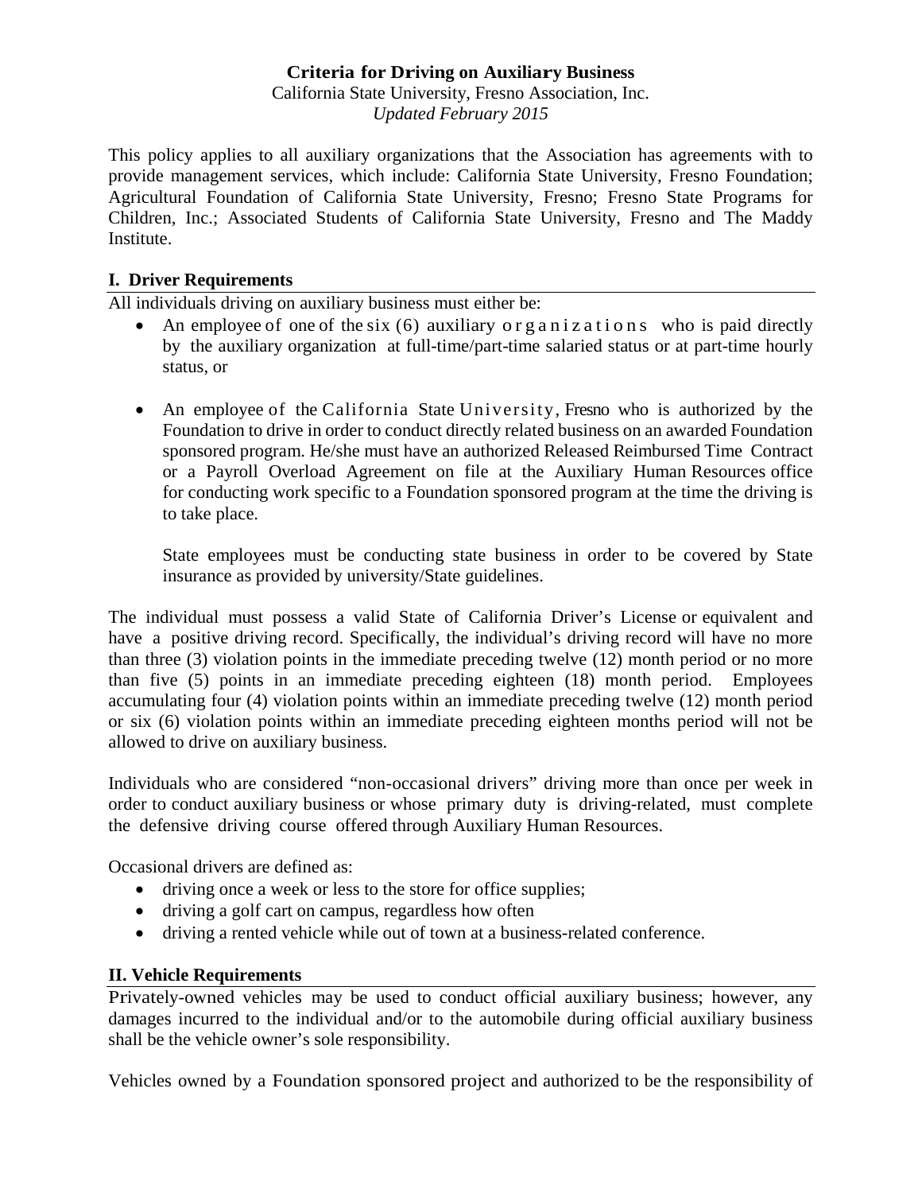# Criteria for Driving on Auxiliary Business

California State University, Fresno Association, Inc.

*Updated February 2015*

This policy applies to all auxiliary organizations that the Association has agreements with to provide management services, which include: California State University, Fresno Foundation; Agricultural Foundation of California State University, Fresno; Fresno State Programs for Children, Inc.; Associated Students of California State University, Fresno and The Maddy Institute.

## I. Driver Requirements

All individuals driving on auxiliary business must either be:

- An employee of one of the six (6) auxiliary organizations who is paid directly by the auxiliary organization at full-time/part-time salaried status or at part-time hourly status, or

- An employee of the California State University, Fresno who is authorized by the Foundation to drive in order to conduct directly related business on an awarded Foundation sponsored program. He/she must have an authorized Released Reimbursed Time Contract or a Payroll Overload Agreement on file at the Auxiliary Human Resources office for conducting work specific to a Foundation sponsored program at the time the driving is to take place.

  State employees must be conducting state business in order to be covered by State insurance as provided by university/State guidelines.

The individual must possess a valid State of California Driver's License or equivalent and have a positive driving record. Specifically, the individual's driving record will have no more than three (3) violation points in the immediate preceding twelve (12) month period or no more than five (5) points in an immediate preceding eighteen (18) month period. Employees accumulating four (4) violation points within an immediate preceding twelve (12) month period or six (6) violation points within an immediate preceding eighteen months period will not be allowed to drive on auxiliary business.

Individuals who are considered "non-occasional drivers" driving more than once per week in order to conduct auxiliary business or whose primary duty is driving-related, must complete the defensive driving course offered through Auxiliary Human Resources.

Occasional drivers are defined as:

- driving once a week or less to the store for office supplies;
- driving a golf cart on campus, regardless how often
- driving a rented vehicle while out of town at a business-related conference.

## II. Vehicle Requirements

Privately-owned vehicles may be used to conduct official auxiliary business; however, any damages incurred to the individual and/or to the automobile during official auxiliary business shall be the vehicle owner's sole responsibility.

Vehicles owned by a Foundation sponsored project and authorized to be the responsibility of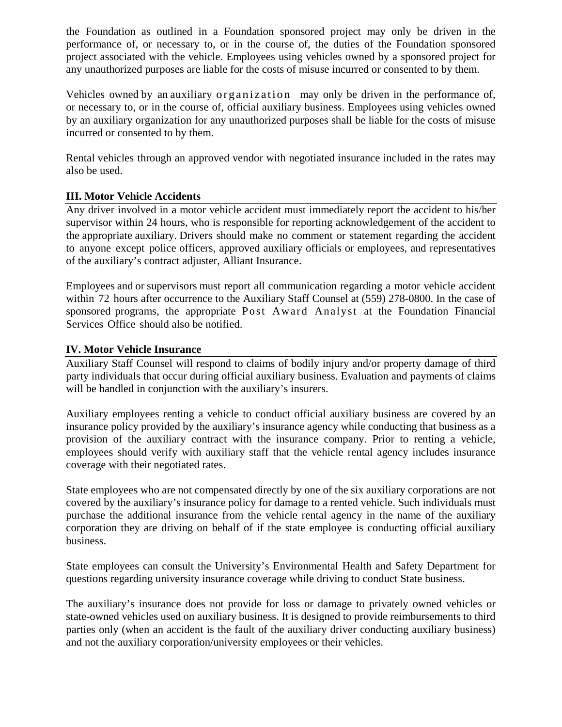the Foundation as outlined in a Foundation sponsored project may only be driven in the performance of, or necessary to, or in the course of, the duties of the Foundation sponsored project associated with the vehicle. Employees using vehicles owned by a sponsored project for any unauthorized purposes are liable for the costs of misuse incurred or consented to by them.

Vehicles owned by an auxiliary organization may only be driven in the performance of, or necessary to, or in the course of, official auxiliary business. Employees using vehicles owned by an auxiliary organization for any unauthorized purposes shall be liable for the costs of misuse incurred or consented to by them.

Rental vehicles through an approved vendor with negotiated insurance included in the rates may also be used.

## III. Motor Vehicle Accidents

Any driver involved in a motor vehicle accident must immediately report the accident to his/her supervisor within 24 hours, who is responsible for reporting acknowledgement of the accident to the appropriate auxiliary. Drivers should make no comment or statement regarding the accident to anyone except police officers, approved auxiliary officials or employees, and representatives of the auxiliary's contract adjuster, Alliant Insurance.

Employees and or supervisors must report all communication regarding a motor vehicle accident within 72 hours after occurrence to the Auxiliary Staff Counsel at (559) 278-0800. In the case of sponsored programs, the appropriate Post Award Analyst at the Foundation Financial Services Office should also be notified.

## IV. Motor Vehicle Insurance

Auxiliary Staff Counsel will respond to claims of bodily injury and/or property damage of third party individuals that occur during official auxiliary business. Evaluation and payments of claims will be handled in conjunction with the auxiliary's insurers.

Auxiliary employees renting a vehicle to conduct official auxiliary business are covered by an insurance policy provided by the auxiliary's insurance agency while conducting that business as a provision of the auxiliary contract with the insurance company. Prior to renting a vehicle, employees should verify with auxiliary staff that the vehicle rental agency includes insurance coverage with their negotiated rates.

State employees who are not compensated directly by one of the six auxiliary corporations are not covered by the auxiliary's insurance policy for damage to a rented vehicle. Such individuals must purchase the additional insurance from the vehicle rental agency in the name of the auxiliary corporation they are driving on behalf of if the state employee is conducting official auxiliary business.

State employees can consult the University's Environmental Health and Safety Department for questions regarding university insurance coverage while driving to conduct State business.

The auxiliary's insurance does not provide for loss or damage to privately owned vehicles or state-owned vehicles used on auxiliary business. It is designed to provide reimbursements to third parties only (when an accident is the fault of the auxiliary driver conducting auxiliary business) and not the auxiliary corporation/university employees or their vehicles.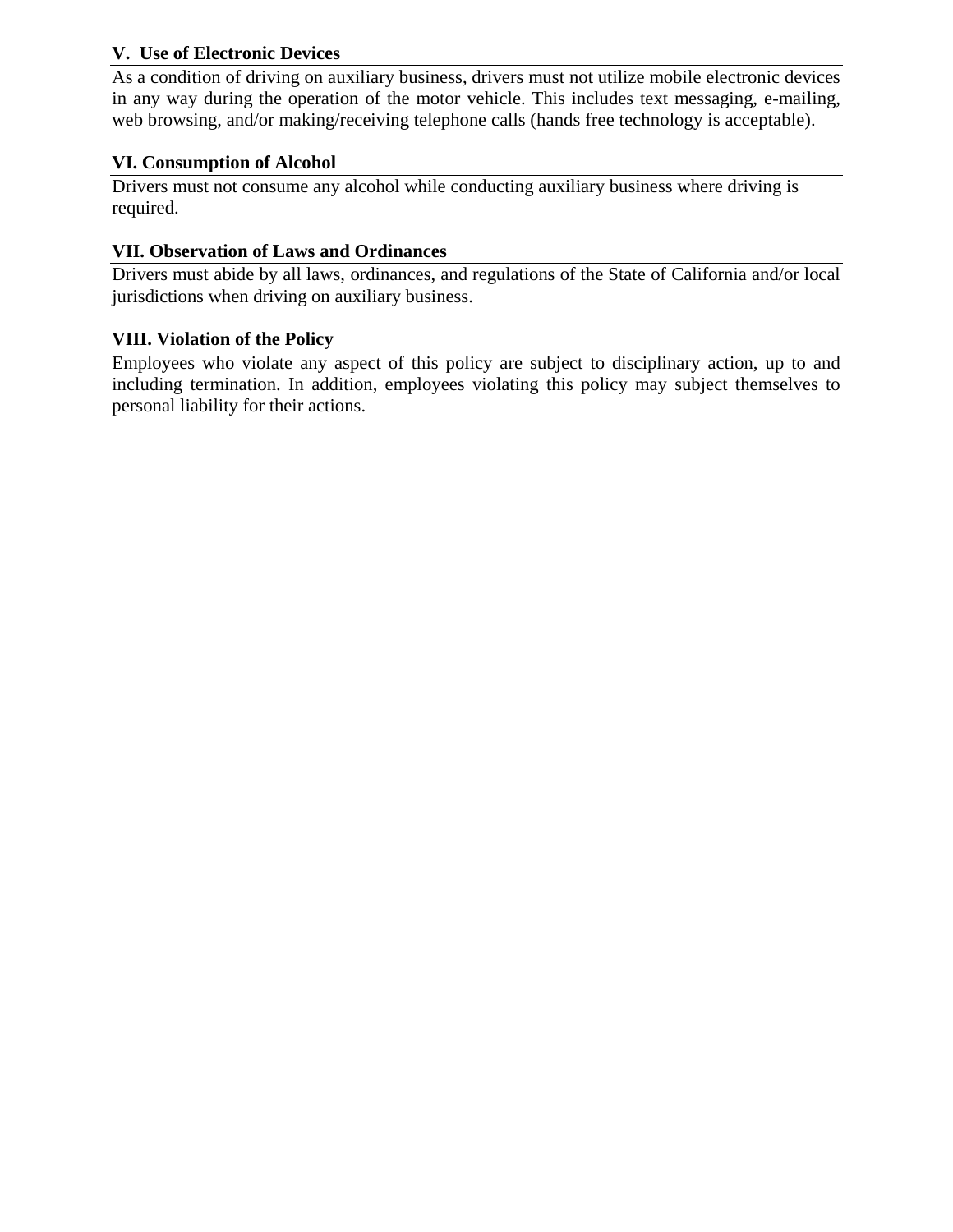### V. Use of Electronic Devices

As a condition of driving on auxiliary business, drivers must not utilize mobile electronic devices in any way during the operation of the motor vehicle. This includes text messaging, e-mailing, web browsing, and/or making/receiving telephone calls (hands free technology is acceptable).

### VI. Consumption of Alcohol

Drivers must not consume any alcohol while conducting auxiliary business where driving is required.

### VII. Observation of Laws and Ordinances

Drivers must abide by all laws, ordinances, and regulations of the State of California and/or local jurisdictions when driving on auxiliary business.

### VIII. Violation of the Policy

Employees who violate any aspect of this policy are subject to disciplinary action, up to and including termination. In addition, employees violating this policy may subject themselves to personal liability for their actions.